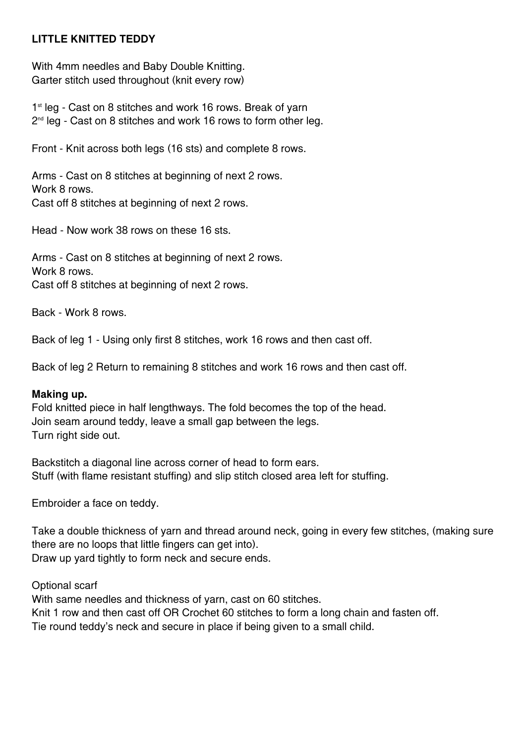**LITTLE KNITTED TEDDY**

With 4mm needles and Baby Double Knitting.
Garter stitch used throughout (knit every row)

1st leg - Cast on 8 stitches and work 16 rows. Break of yarn
2nd leg - Cast on 8 stitches and work 16 rows to form other leg.

Front - Knit across both legs (16 sts) and complete 8 rows.

Arms - Cast on 8 stitches at beginning of next 2 rows.
Work 8 rows.
Cast off 8 stitches at beginning of next 2 rows.

Head - Now work 38 rows on these 16 sts.

Arms - Cast on 8 stitches at beginning of next 2 rows.
Work 8 rows.
Cast off 8 stitches at beginning of next 2 rows.

Back - Work 8 rows.

Back of leg 1 - Using only first 8 stitches, work 16 rows and then cast off.

Back of leg 2 Return to remaining 8 stitches and work 16 rows and then cast off.

**Making up.**
Fold knitted piece in half lengthways. The fold becomes the top of the head.
Join seam around teddy, leave a small gap between the legs.
Turn right side out.

Backstitch a diagonal line across corner of head to form ears.
Stuff (with flame resistant stuffing) and slip stitch closed area left for stuffing.

Embroider a face on teddy.

Take a double thickness of yarn and thread around neck, going in every few stitches, (making sure there are no loops that little fingers can get into).
Draw up yard tightly to form neck and secure ends.

Optional scarf
With same needles and thickness of yarn, cast on 60 stitches.
Knit 1 row and then cast off OR Crochet 60 stitches to form a long chain and fasten off.
Tie round teddy's neck and secure in place if being given to a small child.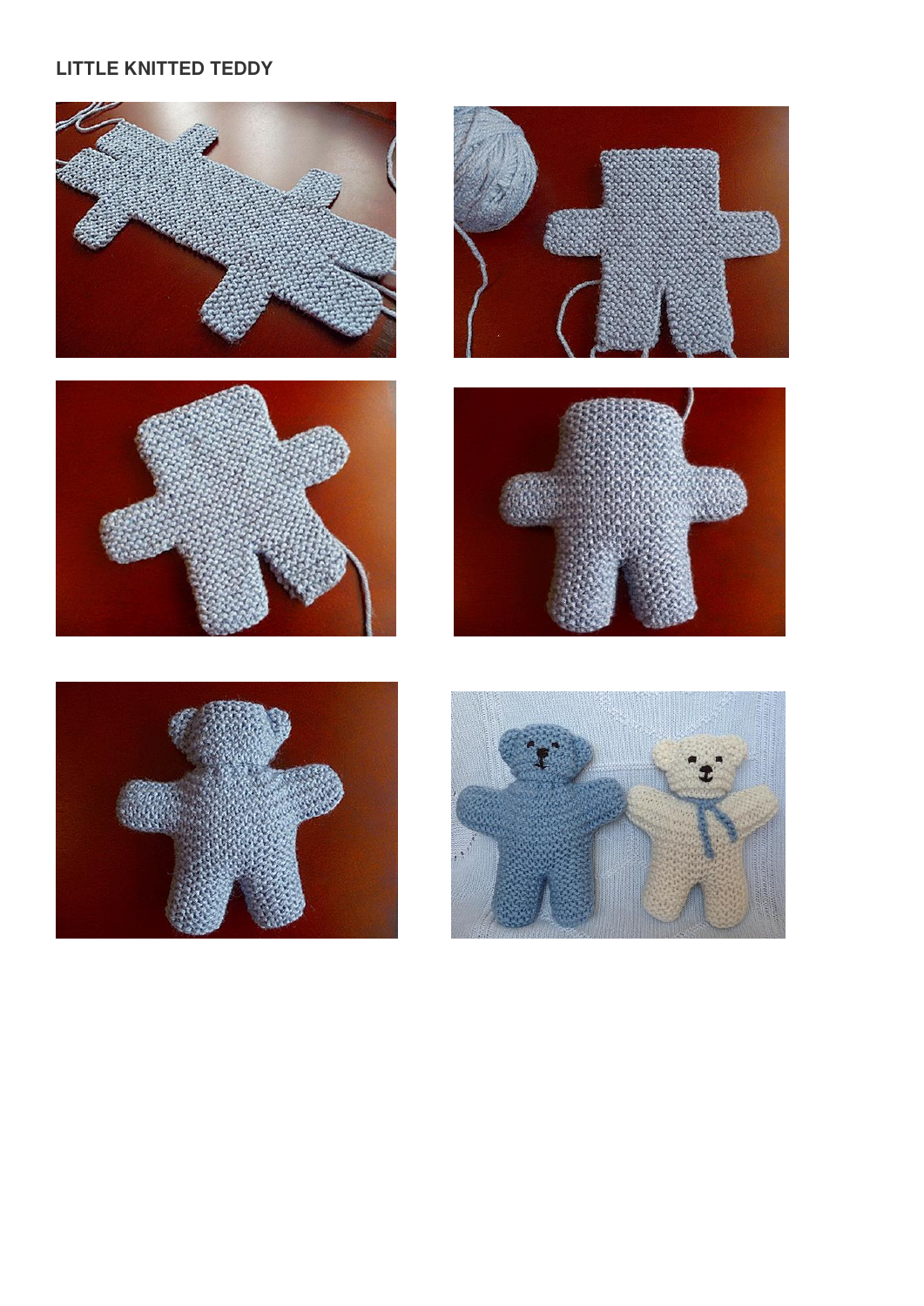**LITTLE KNITTED TEDDY**